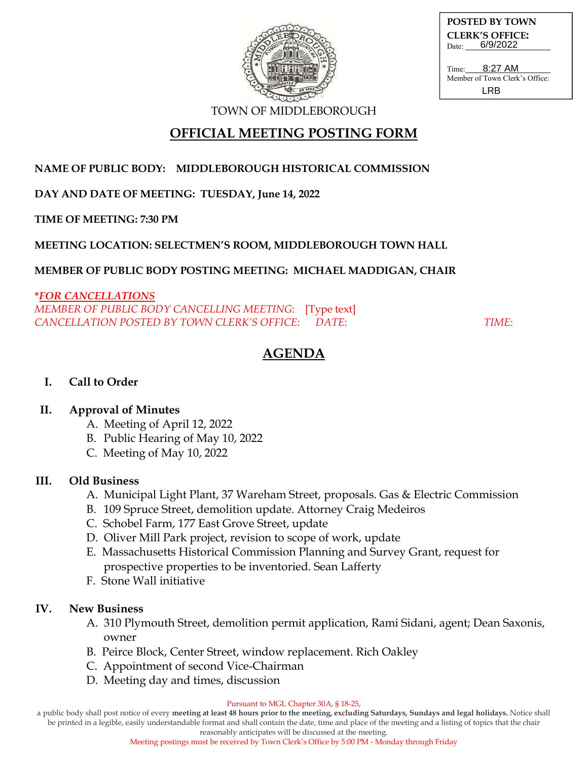**POSTED BY TOWN CLERK'S OFFICE:**
Date: 6/9/2022

Time: 8:27 AM
Member of Town Clerk's Office:
LRB

TOWN OF MIDDLEBOROUGH

# OFFICIAL MEETING POSTING FORM

**NAME OF PUBLIC BODY: MIDDLEBOROUGH HISTORICAL COMMISSION**

**DAY AND DATE OF MEETING: TUESDAY, June 14, 2022**

**TIME OF MEETING: 7:30 PM**

**MEETING LOCATION: SELECTMEN'S ROOM, MIDDLEBOROUGH TOWN HALL**

**MEMBER OF PUBLIC BODY POSTING MEETING: MICHAEL MADDIGAN, CHAIR**

***FOR CANCELLATIONS***
*MEMBER OF PUBLIC BODY CANCELLING MEETING:* [Type text]
*CANCELLATION POSTED BY TOWN CLERK'S OFFICE: DATE: TIME:*

## AGENDA

**I. Call to Order**

**II. Approval of Minutes**

A. Meeting of April 12, 2022
B. Public Hearing of May 10, 2022
C. Meeting of May 10, 2022

**III. Old Business**

A. Municipal Light Plant, 37 Wareham Street, proposals. Gas & Electric Commission
B. 109 Spruce Street, demolition update. Attorney Craig Medeiros
C. Schobel Farm, 177 East Grove Street, update
D. Oliver Mill Park project, revision to scope of work, update
E. Massachusetts Historical Commission Planning and Survey Grant, request for prospective properties to be inventoried. Sean Lafferty
F. Stone Wall initiative

**IV. New Business**

A. 310 Plymouth Street, demolition permit application, Rami Sidani, agent; Dean Saxonis, owner
B. Peirce Block, Center Street, window replacement. Rich Oakley
C. Appointment of second Vice-Chairman
D. Meeting day and times, discussion

Pursuant to MGL Chapter 30A, § 18-25,
a public body shall post notice of every **meeting at least 48 hours prior to the meeting, excluding Saturdays, Sundays and legal holidays.** Notice shall be printed in a legible, easily understandable format and shall contain the date, time and place of the meeting and a listing of topics that the chair reasonably anticipates will be discussed at the meeting.
Meeting postings must be received by Town Clerk's Office by 5:00 PM - Monday through Friday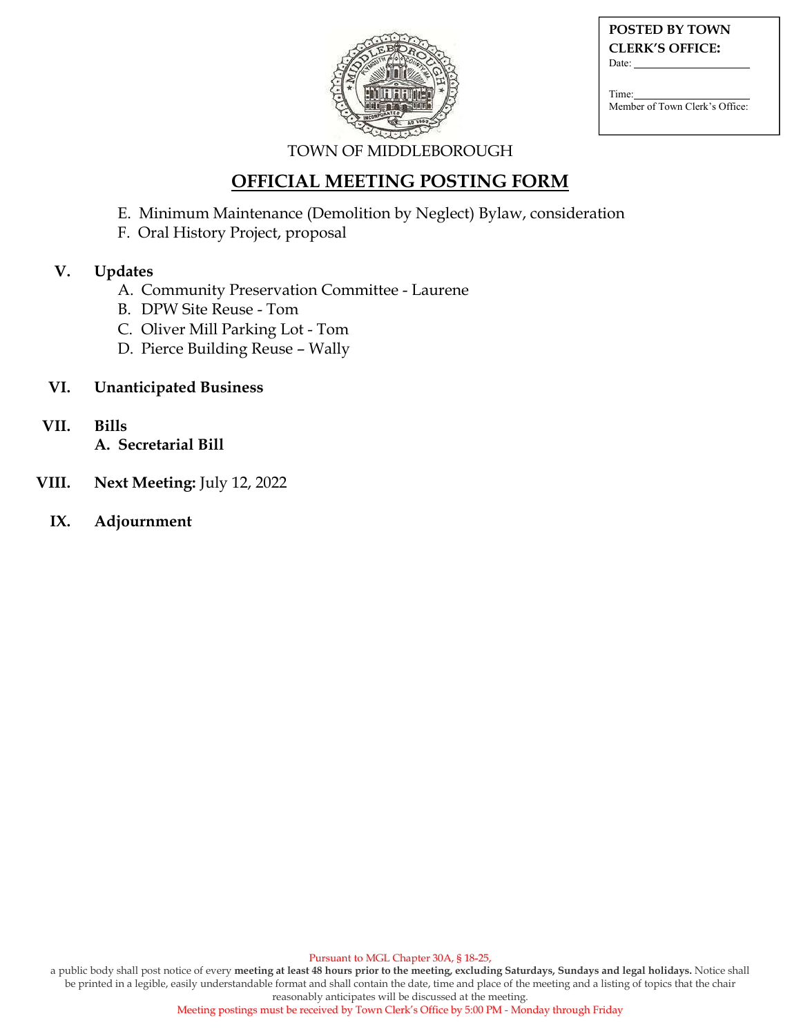**POSTED BY TOWN CLERK'S OFFICE:**
Date: \_\_\_\_\_\_\_\_\_\_\_\_\_\_\_\_\_\_\_\_

Time: \_\_\_\_\_\_\_\_\_\_\_\_\_\_\_\_\_\_\_\_
Member of Town Clerk's Office:

TOWN OF MIDDLEBOROUGH

# OFFICIAL MEETING POSTING FORM

E. Minimum Maintenance (Demolition by Neglect) Bylaw, consideration
F. Oral History Project, proposal

**V. Updates**

A. Community Preservation Committee - Laurene
B. DPW Site Reuse - Tom
C. Oliver Mill Parking Lot - Tom
D. Pierce Building Reuse – Wally

**VI. Unanticipated Business**

**VII. Bills**

**A. Secretarial Bill**

**VIII. Next Meeting:** July 12, 2022

**IX. Adjournment**

Pursuant to MGL Chapter 30A, § 18-25,
a public body shall post notice of every **meeting at least 48 hours prior to the meeting, excluding Saturdays, Sundays and legal holidays.** Notice shall be printed in a legible, easily understandable format and shall contain the date, time and place of the meeting and a listing of topics that the chair reasonably anticipates will be discussed at the meeting.
Meeting postings must be received by Town Clerk's Office by 5:00 PM - Monday through Friday